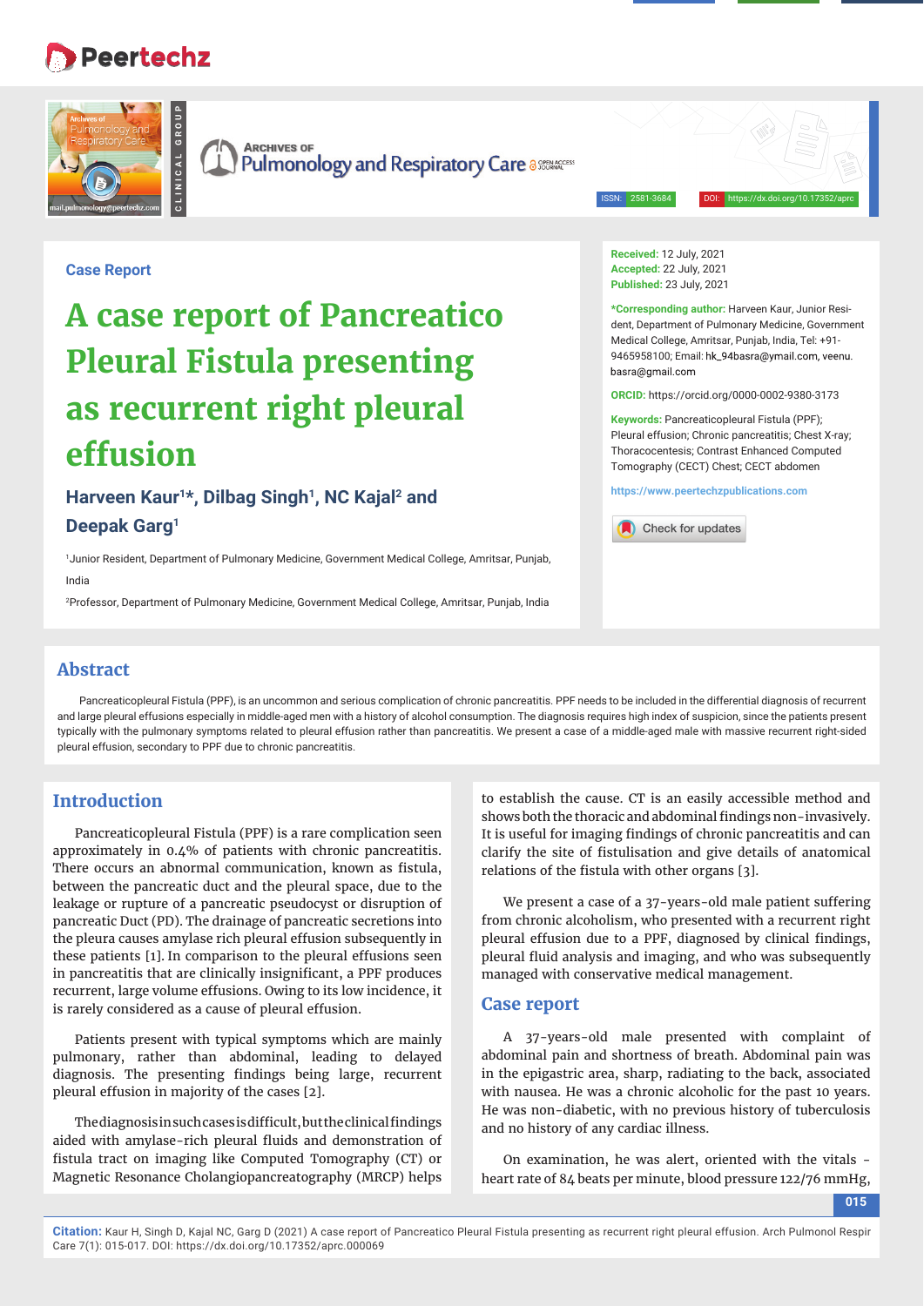Case Report

# A case report of Pancreatico Pleural Fistula presenting as recurrent right pleural effusion

**Harveen Kaur[1]*, Dilbag Singh[1], NC Kajal[2] and Deepak Garg[1]**

[1]Junior Resident, Department of Pulmonary Medicine, Government Medical College, Amritsar, Punjab, India

[2]Professor, Department of Pulmonary Medicine, Government Medical College, Amritsar, Punjab, India

**Received:** 12 July, 2021
**Accepted:** 22 July, 2021
**Published:** 23 July, 2021

***Corresponding author:** Harveen Kaur, Junior Resident, Department of Pulmonary Medicine, Government Medical College, Amritsar, Punjab, India, Tel: +91-9465958100; Email: hk_94basra@ymail.com, veenu.basra@gmail.com

**ORCID:** https://orcid.org/0000-0002-9380-3173

**Keywords:** Pancreaticopleural Fistula (PPF); Pleural effusion; Chronic pancreatitis; Chest X-ray; Thoracocentesis; Contrast Enhanced Computed Tomography (CECT) Chest; CECT abdomen

https://www.peertechzpublications.com

## Abstract

Pancreaticopleural Fistula (PPF), is an uncommon and serious complication of chronic pancreatitis. PPF needs to be included in the differential diagnosis of recurrent and large pleural effusions especially in middle-aged men with a history of alcohol consumption. The diagnosis requires high index of suspicion, since the patients present typically with the pulmonary symptoms related to pleural effusion rather than pancreatitis. We present a case of a middle-aged male with massive recurrent right-sided pleural effusion, secondary to PPF due to chronic pancreatitis.

## Introduction

Pancreaticopleural Fistula (PPF) is a rare complication seen approximately in 0.4% of patients with chronic pancreatitis. There occurs an abnormal communication, known as fistula, between the pancreatic duct and the pleural space, due to the leakage or rupture of a pancreatic pseudocyst or disruption of pancreatic Duct (PD). The drainage of pancreatic secretions into the pleura causes amylase rich pleural effusion subsequently in these patients [1]. In comparison to the pleural effusions seen in pancreatitis that are clinically insignificant, a PPF produces recurrent, large volume effusions. Owing to its low incidence, it is rarely considered as a cause of pleural effusion.

Patients present with typical symptoms which are mainly pulmonary, rather than abdominal, leading to delayed diagnosis. The presenting findings being large, recurrent pleural effusion in majority of the cases [2].

The diagnosis in such cases is difficult, but the clinical findings aided with amylase-rich pleural fluids and demonstration of fistula tract on imaging like Computed Tomography (CT) or Magnetic Resonance Cholangiopancreatography (MRCP) helps to establish the cause. CT is an easily accessible method and shows both the thoracic and abdominal findings non-invasively. It is useful for imaging findings of chronic pancreatitis and can clarify the site of fistulisation and give details of anatomical relations of the fistula with other organs [3].

We present a case of a 37-years-old male patient suffering from chronic alcoholism, who presented with a recurrent right pleural effusion due to a PPF, diagnosed by clinical findings, pleural fluid analysis and imaging, and who was subsequently managed with conservative medical management.

## Case report

A 37-years-old male presented with complaint of abdominal pain and shortness of breath. Abdominal pain was in the epigastric area, sharp, radiating to the back, associated with nausea. He was a chronic alcoholic for the past 10 years. He was non-diabetic, with no previous history of tuberculosis and no history of any cardiac illness.

On examination, he was alert, oriented with the vitals - heart rate of 84 beats per minute, blood pressure 122/76 mmHg,

**Citation:** Kaur H, Singh D, Kajal NC, Garg D (2021) A case report of Pancreatico Pleural Fistula presenting as recurrent right pleural effusion. Arch Pulmonol Respir Care 7(1): 015-017. DOI: https://dx.doi.org/10.17352/aprc.000069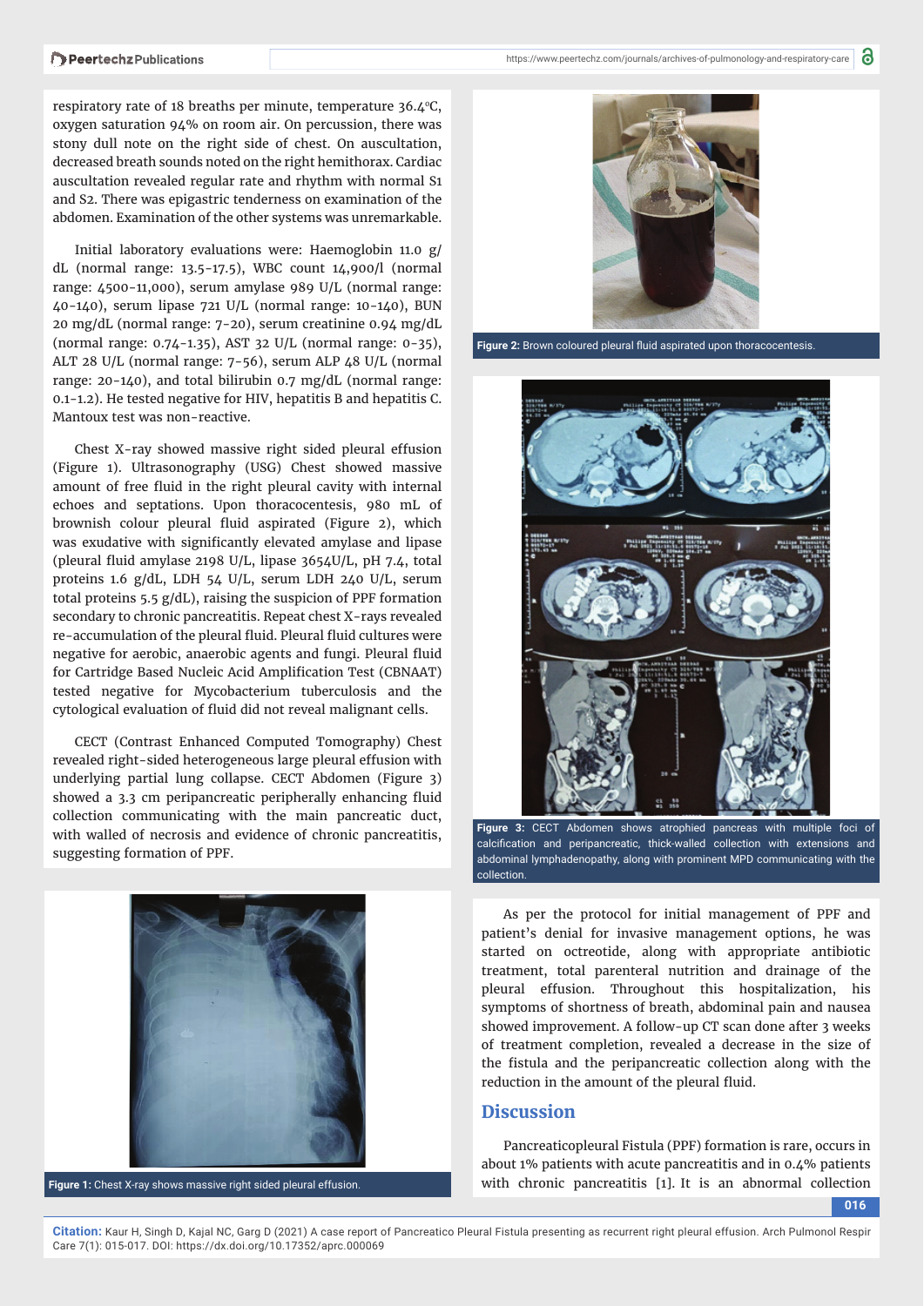respiratory rate of 18 breaths per minute, temperature 36.4°C, oxygen saturation 94% on room air. On percussion, there was stony dull note on the right side of chest. On auscultation, decreased breath sounds noted on the right hemithorax. Cardiac auscultation revealed regular rate and rhythm with normal S1 and S2. There was epigastric tenderness on examination of the abdomen. Examination of the other systems was unremarkable.

Initial laboratory evaluations were: Haemoglobin 11.0 g/dL (normal range: 13.5-17.5), WBC count 14,900/l (normal range: 4500-11,000), serum amylase 989 U/L (normal range: 40-140), serum lipase 721 U/L (normal range: 10-140), BUN 20 mg/dL (normal range: 7-20), serum creatinine 0.94 mg/dL (normal range: 0.74-1.35), AST 32 U/L (normal range: 0-35), ALT 28 U/L (normal range: 7-56), serum ALP 48 U/L (normal range: 20-140), and total bilirubin 0.7 mg/dL (normal range: 0.1-1.2). He tested negative for HIV, hepatitis B and hepatitis C. Mantoux test was non-reactive.

Chest X-ray showed massive right sided pleural effusion (Figure 1). Ultrasonography (USG) Chest showed massive amount of free fluid in the right pleural cavity with internal echoes and septations. Upon thoracocentesis, 980 mL of brownish colour pleural fluid aspirated (Figure 2), which was exudative with significantly elevated amylase and lipase (pleural fluid amylase 2198 U/L, lipase 3654U/L, pH 7.4, total proteins 1.6 g/dL, LDH 54 U/L, serum LDH 240 U/L, serum total proteins 5.5 g/dL), raising the suspicion of PPF formation secondary to chronic pancreatitis. Repeat chest X-rays revealed re-accumulation of the pleural fluid. Pleural fluid cultures were negative for aerobic, anaerobic agents and fungi. Pleural fluid for Cartridge Based Nucleic Acid Amplification Test (CBNAAT) tested negative for Mycobacterium tuberculosis and the cytological evaluation of fluid did not reveal malignant cells.

CECT (Contrast Enhanced Computed Tomography) Chest revealed right-sided heterogeneous large pleural effusion with underlying partial lung collapse. CECT Abdomen (Figure 3) showed a 3.3 cm peripancreatic peripherally enhancing fluid collection communicating with the main pancreatic duct, with walled of necrosis and evidence of chronic pancreatitis, suggesting formation of PPF.

Figure 1: Chest X-ray shows massive right sided pleural effusion.

Figure 2: Brown coloured pleural fluid aspirated upon thoracocentesis.

Figure 3: CECT Abdomen shows atrophied pancreas with multiple foci of calcification and peripancreatic, thick-walled collection with extensions and abdominal lymphadenopathy, along with prominent MPD communicating with the collection.

As per the protocol for initial management of PPF and patient's denial for invasive management options, he was started on octreotide, along with appropriate antibiotic treatment, total parenteral nutrition and drainage of the pleural effusion. Throughout this hospitalization, his symptoms of shortness of breath, abdominal pain and nausea showed improvement. A follow-up CT scan done after 3 weeks of treatment completion, revealed a decrease in the size of the fistula and the peripancreatic collection along with the reduction in the amount of the pleural fluid.

## Discussion

Pancreaticopleural Fistula (PPF) formation is rare, occurs in about 1% patients with acute pancreatitis and in 0.4% patients with chronic pancreatitis [1]. It is an abnormal collection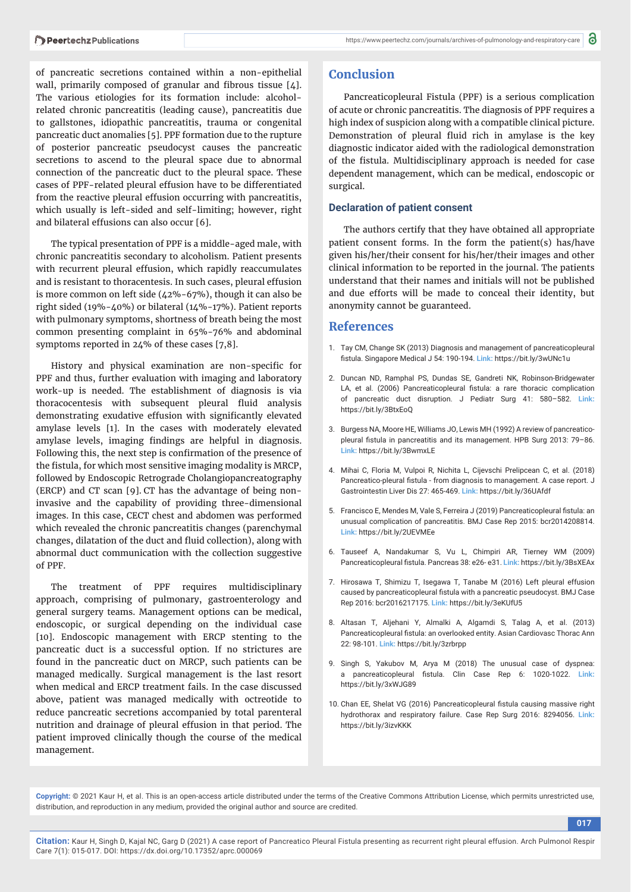of pancreatic secretions contained within a non-epithelial wall, primarily composed of granular and fibrous tissue [4]. The various etiologies for its formation include: alcohol-related chronic pancreatitis (leading cause), pancreatitis due to gallstones, idiopathic pancreatitis, trauma or congenital pancreatic duct anomalies [5]. PPF formation due to the rupture of posterior pancreatic pseudocyst causes the pancreatic secretions to ascend to the pleural space due to abnormal connection of the pancreatic duct to the pleural space. These cases of PPF-related pleural effusion have to be differentiated from the reactive pleural effusion occurring with pancreatitis, which usually is left-sided and self-limiting; however, right and bilateral effusions can also occur [6].

The typical presentation of PPF is a middle-aged male, with chronic pancreatitis secondary to alcoholism. Patient presents with recurrent pleural effusion, which rapidly reaccumulates and is resistant to thoracentesis. In such cases, pleural effusion is more common on left side (42%-67%), though it can also be right sided (19%-40%) or bilateral (14%-17%). Patient reports with pulmonary symptoms, shortness of breath being the most common presenting complaint in 65%-76% and abdominal symptoms reported in 24% of these cases [7,8].

History and physical examination are non-specific for PPF and thus, further evaluation with imaging and laboratory work-up is needed. The establishment of diagnosis is via thoracocentesis with subsequent pleural fluid analysis demonstrating exudative effusion with significantly elevated amylase levels [1]. In the cases with moderately elevated amylase levels, imaging findings are helpful in diagnosis. Following this, the next step is confirmation of the presence of the fistula, for which most sensitive imaging modality is MRCP, followed by Endoscopic Retrograde Cholangiopancreatography (ERCP) and CT scan [9]. CT has the advantage of being non-invasive and the capability of providing three-dimensional images. In this case, CECT chest and abdomen was performed which revealed the chronic pancreatitis changes (parenchymal changes, dilatation of the duct and fluid collection), along with abnormal duct communication with the collection suggestive of PPF.

The treatment of PPF requires multidisciplinary approach, comprising of pulmonary, gastroenterology and general surgery teams. Management options can be medical, endoscopic, or surgical depending on the individual case [10]. Endoscopic management with ERCP stenting to the pancreatic duct is a successful option. If no strictures are found in the pancreatic duct on MRCP, such patients can be managed medically. Surgical management is the last resort when medical and ERCP treatment fails. In the case discussed above, patient was managed medically with octreotide to reduce pancreatic secretions accompanied by total parenteral nutrition and drainage of pleural effusion in that period. The patient improved clinically though the course of the medical management.

## Conclusion

Pancreaticopleural Fistula (PPF) is a serious complication of acute or chronic pancreatitis. The diagnosis of PPF requires a high index of suspicion along with a compatible clinical picture. Demonstration of pleural fluid rich in amylase is the key diagnostic indicator aided with the radiological demonstration of the fistula. Multidisciplinary approach is needed for case dependent management, which can be medical, endoscopic or surgical.

### Declaration of patient consent

The authors certify that they have obtained all appropriate patient consent forms. In the form the patient(s) has/have given his/her/their consent for his/her/their images and other clinical information to be reported in the journal. The patients understand that their names and initials will not be published and due efforts will be made to conceal their identity, but anonymity cannot be guaranteed.

## References

1. Tay CM, Change SK (2013) Diagnosis and management of pancreaticopleural fistula. Singapore Medical J 54: 190-194. **Link:** https://bit.ly/3wUNc1u
2. Duncan ND, Ramphal PS, Dundas SE, Gandreti NK, Robinson-Bridgewater LA, et al. (2006) Pancreaticopleural fistula: a rare thoracic complication of pancreatic duct disruption. J Pediatr Surg 41: 580–582. **Link:** https://bit.ly/3BtxEoQ
3. Burgess NA, Moore HE, Williams JO, Lewis MH (1992) A review of pancreatico-pleural fistula in pancreatitis and its management. HPB Surg 2013: 79–86. **Link:** https://bit.ly/3BwmxLE
4. Mihai C, Floria M, Vulpoi R, Nichita L, Cijevschi Prelipcean C, et al. (2018) Pancreatico-pleural fistula - from diagnosis to management. A case report. J Gastrointestin Liver Dis 27: 465-469. **Link:** https://bit.ly/36UAfdf
5. Francisco E, Mendes M, Vale S, Ferreira J (2019) Pancreaticopleural fistula: an unusual complication of pancreatitis. BMJ Case Rep 2015: bcr2014208814. **Link:** https://bit.ly/2UEVMEe
6. Tauseef A, Nandakumar S, Vu L, Chimpiri AR, Tierney WM (2009) Pancreaticopleural fistula. Pancreas 38: e26- e31. **Link:** https://bit.ly/3BsXEAx
7. Hirosawa T, Shimizu T, Isegawa T, Tanabe M (2016) Left pleural effusion caused by pancreaticopleural fistula with a pancreatic pseudocyst. BMJ Case Rep 2016: bcr2016217175. **Link:** https://bit.ly/3eKUfU5
8. Altasan T, Aljehani Y, Almalki A, Algamdi S, Talag A, et al. (2013) Pancreaticopleural fistula: an overlooked entity. Asian Cardiovasc Thorac Ann 22: 98-101. **Link:** https://bit.ly/3zrbrpp
9. Singh S, Yakubov M, Arya M (2018) The unusual case of dyspnea: a pancreaticopleural fistula. Clin Case Rep 6: 1020-1022. **Link:** https://bit.ly/3xWJG89
10. Chan EE, Shelat VG (2016) Pancreaticopleural fistula causing massive right hydrothorax and respiratory failure. Case Rep Surg 2016: 8294056. **Link:** https://bit.ly/3izvKKK

**Copyright:** © 2021 Kaur H, et al. This is an open-access article distributed under the terms of the Creative Commons Attribution License, which permits unrestricted use, distribution, and reproduction in any medium, provided the original author and source are credited.